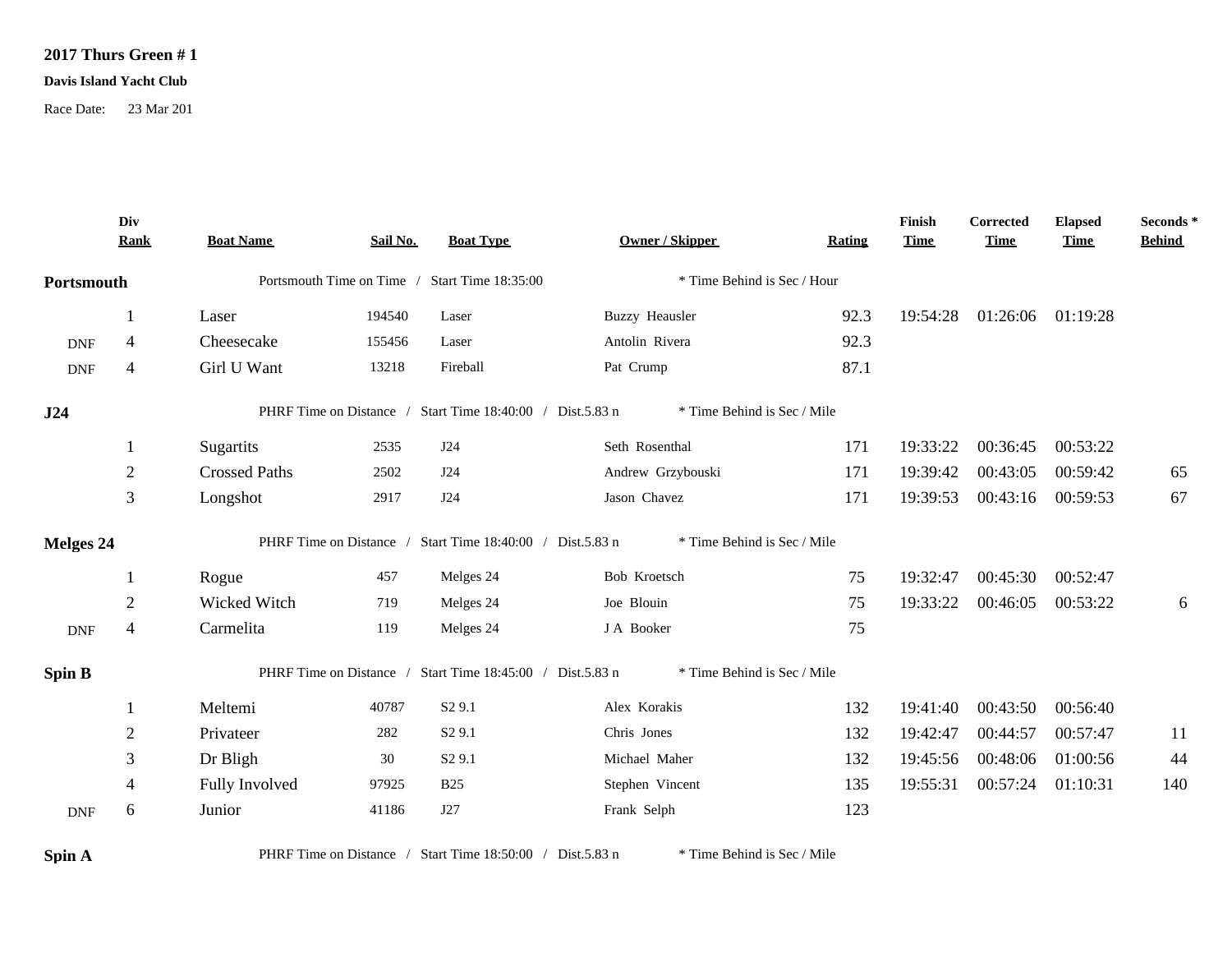# 2017 Thurs Green # 1

**Davis Island Yacht Club**

Race Date: 23 Mar 201

| | Div Rank | Boat Name | Sail No. | Boat Type | Owner / Skipper | Rating | Finish Time | Corrected Time | Elapsed Time | Seconds * Behind |
|---|---|---|---|---|---|---|---|---|---|---|
| **Portsmouth** | | Portsmouth Time on Time / Start Time 18:35:00 | | | * Time Behind is Sec / Hour | | | | | |
| | 1 | Laser | 194540 | Laser | Buzzy Heausler | 92.3 | 19:54:28 | 01:26:06 | 01:19:28 | |
| DNF | 4 | Cheesecake | 155456 | Laser | Antolin Rivera | 92.3 | | | | |
| DNF | 4 | Girl U Want | 13218 | Fireball | Pat Crump | 87.1 | | | | |
| **J24** | | PHRF Time on Distance / Start Time 18:40:00 / Dist.5.83 n | | | * Time Behind is Sec / Mile | | | | | |
| | 1 | Sugartits | 2535 | J24 | Seth Rosenthal | 171 | 19:33:22 | 00:36:45 | 00:53:22 | |
| | 2 | Crossed Paths | 2502 | J24 | Andrew Grzybouski | 171 | 19:39:42 | 00:43:05 | 00:59:42 | 65 |
| | 3 | Longshot | 2917 | J24 | Jason Chavez | 171 | 19:39:53 | 00:43:16 | 00:59:53 | 67 |
| **Melges 24** | | PHRF Time on Distance / Start Time 18:40:00 / Dist.5.83 n | | | * Time Behind is Sec / Mile | | | | | |
| | 1 | Rogue | 457 | Melges 24 | Bob Kroetsch | 75 | 19:32:47 | 00:45:30 | 00:52:47 | |
| | 2 | Wicked Witch | 719 | Melges 24 | Joe Blouin | 75 | 19:33:22 | 00:46:05 | 00:53:22 | 6 |
| DNF | 4 | Carmelita | 119 | Melges 24 | J A Booker | 75 | | | | |
| **Spin B** | | PHRF Time on Distance / Start Time 18:45:00 / Dist.5.83 n | | | * Time Behind is Sec / Mile | | | | | |
| | 1 | Meltemi | 40787 | S2 9.1 | Alex Korakis | 132 | 19:41:40 | 00:43:50 | 00:56:40 | |
| | 2 | Privateer | 282 | S2 9.1 | Chris Jones | 132 | 19:42:47 | 00:44:57 | 00:57:47 | 11 |
| | 3 | Dr Bligh | 30 | S2 9.1 | Michael Maher | 132 | 19:45:56 | 00:48:06 | 01:00:56 | 44 |
| | 4 | Fully Involved | 97925 | B25 | Stephen Vincent | 135 | 19:55:31 | 00:57:24 | 01:10:31 | 140 |
| DNF | 6 | Junior | 41186 | J27 | Frank Selph | 123 | | | | |
| **Spin A** | | PHRF Time on Distance / Start Time 18:50:00 / Dist.5.83 n | | | * Time Behind is Sec / Mile | | | | | |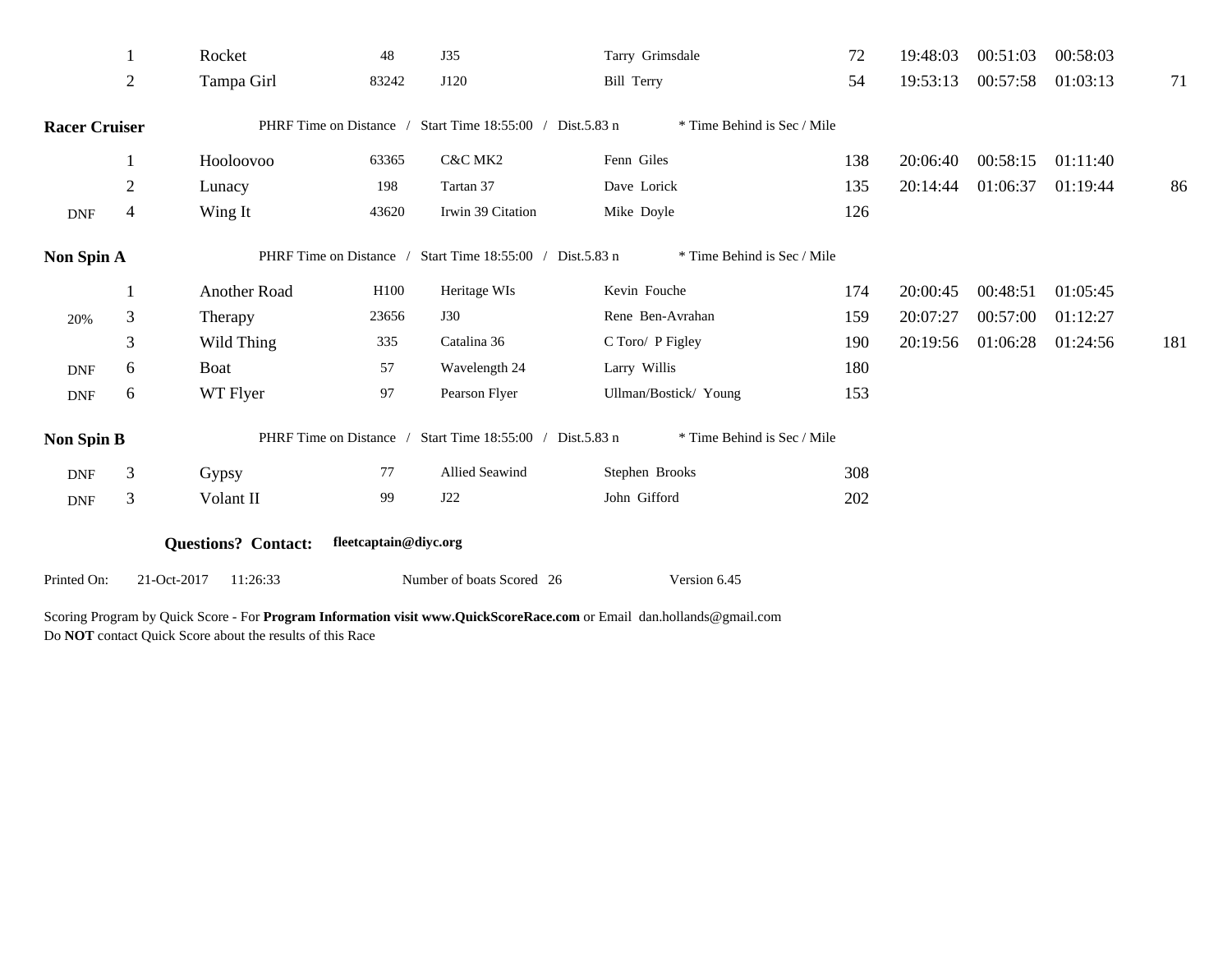| | | | | | | | | | | |
|---|---|---|---|---|---|---|---|---|---|---|
| | 1 | Rocket | 48 | J35 | Tarry Grimsdale | 72 | 19:48:03 | 00:51:03 | 00:58:03 | |
| | 2 | Tampa Girl | 83242 | J120 | Bill Terry | 54 | 19:53:13 | 00:57:58 | 01:03:13 | 71 |

**Racer Cruiser** PHRF Time on Distance / Start Time 18:55:00 / Dist.5.83 n * Time Behind is Sec / Mile

| | | | | | | | | | | |
|---|---|---|---|---|---|---|---|---|---|---|
| | 1 | Hooloovoo | 63365 | C&C MK2 | Fenn Giles | 138 | 20:06:40 | 00:58:15 | 01:11:40 | |
| | 2 | Lunacy | 198 | Tartan 37 | Dave Lorick | 135 | 20:14:44 | 01:06:37 | 01:19:44 | 86 |
| DNF | 4 | Wing It | 43620 | Irwin 39 Citation | Mike Doyle | 126 | | | | |

**Non Spin A** PHRF Time on Distance / Start Time 18:55:00 / Dist.5.83 n * Time Behind is Sec / Mile

| | | | | | | | | | | |
|---|---|---|---|---|---|---|---|---|---|---|
| | 1 | Another Road | H100 | Heritage WIs | Kevin Fouche | 174 | 20:00:45 | 00:48:51 | 01:05:45 | |
| 20% | 3 | Therapy | 23656 | J30 | Rene Ben-Avrahan | 159 | 20:07:27 | 00:57:00 | 01:12:27 | |
| | 3 | Wild Thing | 335 | Catalina 36 | C Toro/ P Figley | 190 | 20:19:56 | 01:06:28 | 01:24:56 | 181 |
| DNF | 6 | Boat | 57 | Wavelength 24 | Larry Willis | 180 | | | | |
| DNF | 6 | WT Flyer | 97 | Pearson Flyer | Ullman/Bostick/ Young | 153 | | | | |

**Non Spin B** PHRF Time on Distance / Start Time 18:55:00 / Dist.5.83 n * Time Behind is Sec / Mile

| | | | | | | |
|---|---|---|---|---|---|---|
| DNF | 3 | Gypsy | 77 | Allied Seawind | Stephen Brooks | 308 |
| DNF | 3 | Volant II | 99 | J22 | John Gifford | 202 |

**Questions? Contact:** **fleetcaptain@diyc.org**

Printed On: 21-Oct-2017 11:26:33 Number of boats Scored 26 Version 6.45

Scoring Program by Quick Score - For **Program Information visit www.QuickScoreRace.com** or Email dan.hollands@gmail.com
Do **NOT** contact Quick Score about the results of this Race